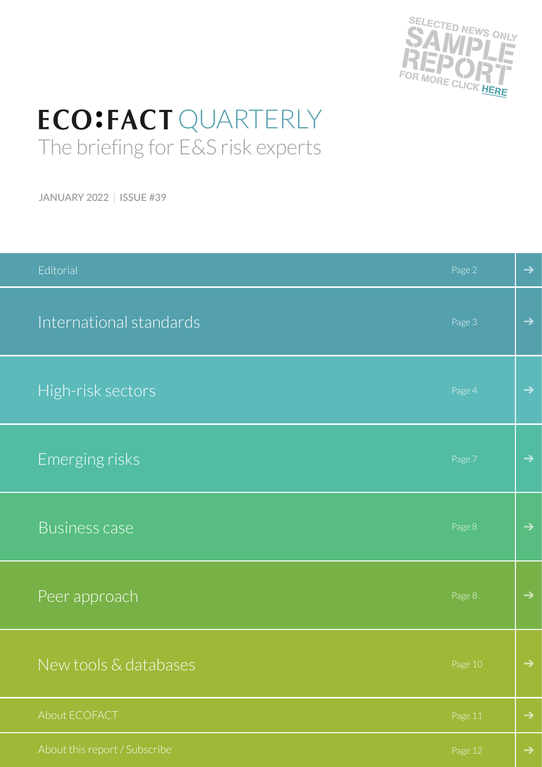SELECTED NEWS ONLY
SAMPLE REPORT
FOR MORE CLICK HERE

# ECO:FACT QUARTERLY

## The briefing for E&S risk experts

JANUARY 2022 | ISSUE #39

| Section | Page |
| --- | --- |
| Editorial | Page 2 |
| International standards | Page 3 |
| High-risk sectors | Page 4 |
| Emerging risks | Page 7 |
| Business case | Page 8 |
| Peer approach | Page 8 |
| New tools & databases | Page 10 |
| About ECOFACT | Page 11 |
| About this report / Subscribe | Page 12 |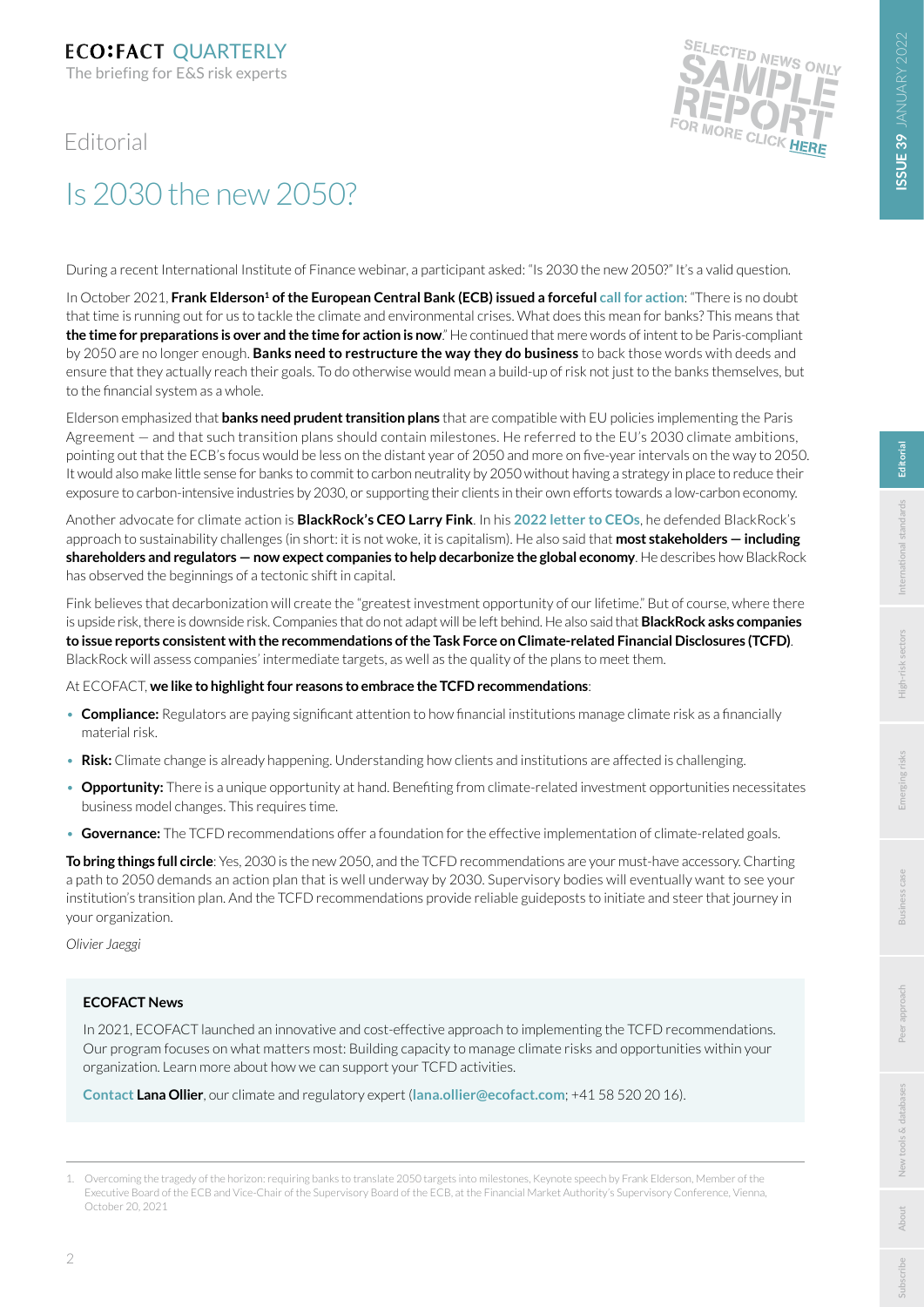**ECO:FACT QUARTERLY**
The briefing for E&S risk experts

SELECTED NEWS ONLY
SAMPLE REPORT
FOR MORE CLICK HERE

Editorial

# Is 2030 the new 2050?

During a recent International Institute of Finance webinar, a participant asked: "Is 2030 the new 2050?" It's a valid question.

In October 2021, **Frank Elderson[1] of the European Central Bank (ECB) issued a forceful call for action**: "There is no doubt that time is running out for us to tackle the climate and environmental crises. What does this mean for banks? This means that **the time for preparations is over and the time for action is now**." He continued that mere words of intent to be Paris-compliant by 2050 are no longer enough. **Banks need to restructure the way they do business** to back those words with deeds and ensure that they actually reach their goals. To do otherwise would mean a build-up of risk not just to the banks themselves, but to the financial system as a whole.

Elderson emphasized that **banks need prudent transition plans** that are compatible with EU policies implementing the Paris Agreement — and that such transition plans should contain milestones. He referred to the EU's 2030 climate ambitions, pointing out that the ECB's focus would be less on the distant year of 2050 and more on five-year intervals on the way to 2050. It would also make little sense for banks to commit to carbon neutrality by 2050 without having a strategy in place to reduce their exposure to carbon-intensive industries by 2030, or supporting their clients in their own efforts towards a low-carbon economy.

Another advocate for climate action is **BlackRock's CEO Larry Fink**. In his **2022 letter to CEOs**, he defended BlackRock's approach to sustainability challenges (in short: it is not woke, it is capitalism). He also said that **most stakeholders — including shareholders and regulators — now expect companies to help decarbonize the global economy**. He describes how BlackRock has observed the beginnings of a tectonic shift in capital.

Fink believes that decarbonization will create the "greatest investment opportunity of our lifetime." But of course, where there is upside risk, there is downside risk. Companies that do not adapt will be left behind. He also said that **BlackRock asks companies to issue reports consistent with the recommendations of the Task Force on Climate-related Financial Disclosures (TCFD)**. BlackRock will assess companies' intermediate targets, as well as the quality of the plans to meet them.

At ECOFACT, **we like to highlight four reasons to embrace the TCFD recommendations**:

- **Compliance:** Regulators are paying significant attention to how financial institutions manage climate risk as a financially material risk.
- **Risk:** Climate change is already happening. Understanding how clients and institutions are affected is challenging.
- **Opportunity:** There is a unique opportunity at hand. Benefiting from climate-related investment opportunities necessitates business model changes. This requires time.
- **Governance:** The TCFD recommendations offer a foundation for the effective implementation of climate-related goals.

**To bring things full circle**: Yes, 2030 is the new 2050, and the TCFD recommendations are your must-have accessory. Charting a path to 2050 demands an action plan that is well underway by 2030. Supervisory bodies will eventually want to see your institution's transition plan. And the TCFD recommendations provide reliable guideposts to initiate and steer that journey in your organization.

*Olivier Jaeggi*

**ECOFACT News**

In 2021, ECOFACT launched an innovative and cost-effective approach to implementing the TCFD recommendations. Our program focuses on what matters most: Building capacity to manage climate risks and opportunities within your organization. Learn more about how we can support your TCFD activities.

**Contact Lana Ollier**, our climate and regulatory expert (**lana.ollier@ecofact.com**; +41 58 520 20 16).

1. Overcoming the tragedy of the horizon: requiring banks to translate 2050 targets into milestones, Keynote speech by Frank Elderson, Member of the Executive Board of the ECB and Vice-Chair of the Supervisory Board of the ECB, at the Financial Market Authority's Supervisory Conference, Vienna, October 20, 2021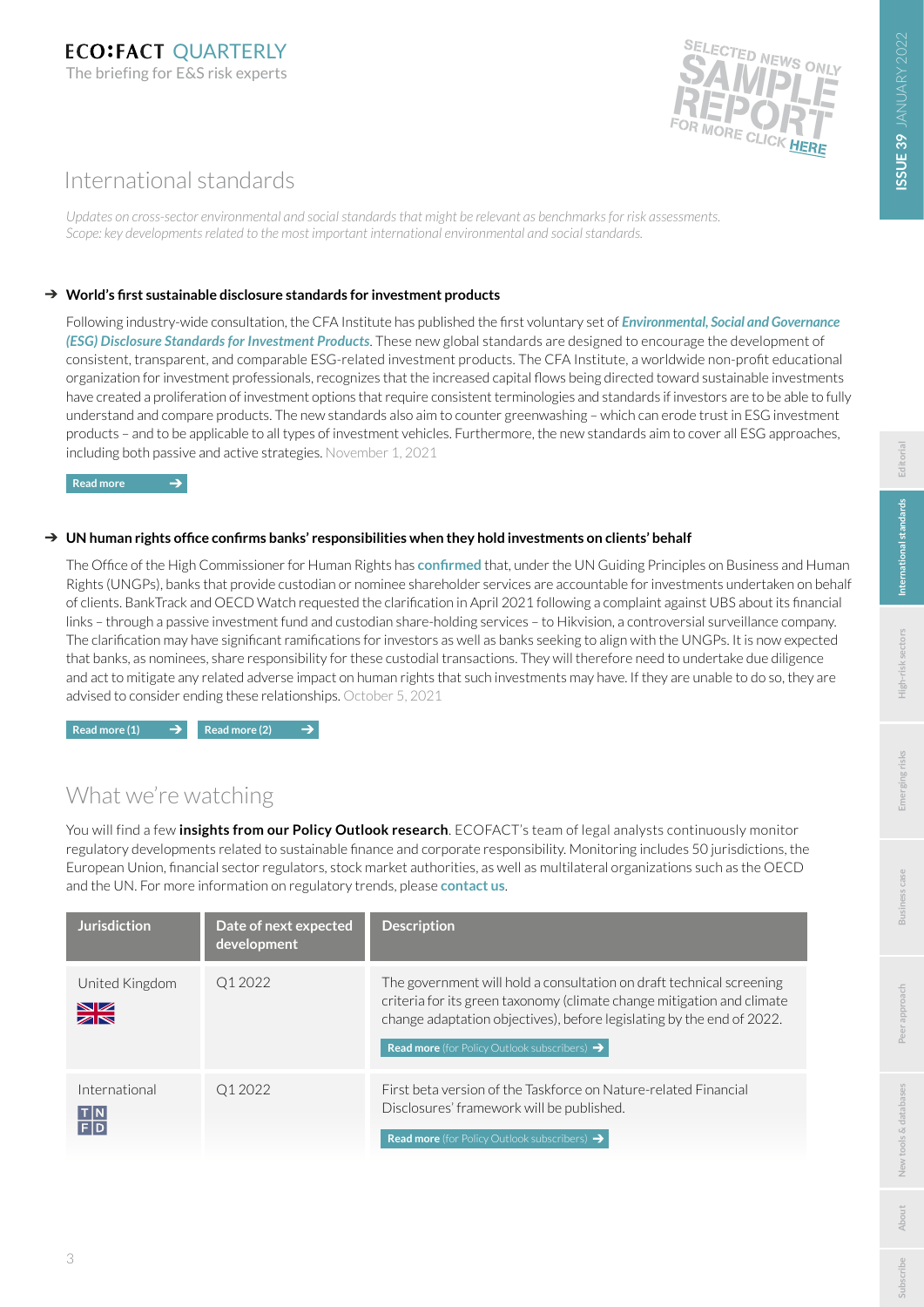# International standards

*Updates on cross-sector environmental and social standards that might be relevant as benchmarks for risk assessments. Scope: key developments related to the most important international environmental and social standards.*

### ➔ World's first sustainable disclosure standards for investment products

Following industry-wide consultation, the CFA Institute has published the first voluntary set of ***Environmental, Social and Governance (ESG) Disclosure Standards for Investment Products***. These new global standards are designed to encourage the development of consistent, transparent, and comparable ESG-related investment products. The CFA Institute, a worldwide non-profit educational organization for investment professionals, recognizes that the increased capital flows being directed toward sustainable investments have created a proliferation of investment options that require consistent terminologies and standards if investors are to be able to fully understand and compare products. The new standards also aim to counter greenwashing – which can erode trust in ESG investment products – and to be applicable to all types of investment vehicles. Furthermore, the new standards aim to cover all ESG approaches, including both passive and active strategies. November 1, 2021

Read more ➔

### ➔ UN human rights office confirms banks' responsibilities when they hold investments on clients' behalf

The Office of the High Commissioner for Human Rights has **confirmed** that, under the UN Guiding Principles on Business and Human Rights (UNGPs), banks that provide custodian or nominee shareholder services are accountable for investments undertaken on behalf of clients. BankTrack and OECD Watch requested the clarification in April 2021 following a complaint against UBS about its financial links – through a passive investment fund and custodian share-holding services – to Hikvision, a controversial surveillance company. The clarification may have significant ramifications for investors as well as banks seeking to align with the UNGPs. It is now expected that banks, as nominees, share responsibility for these custodial transactions. They will therefore need to undertake due diligence and act to mitigate any related adverse impact on human rights that such investments may have. If they are unable to do so, they are advised to consider ending these relationships. October 5, 2021

Read more (1) ➔ Read more (2) ➔

# What we're watching

You will find a few **insights from our Policy Outlook research**. ECOFACT's team of legal analysts continuously monitor regulatory developments related to sustainable finance and corporate responsibility. Monitoring includes 50 jurisdictions, the European Union, financial sector regulators, stock market authorities, as well as multilateral organizations such as the OECD and the UN. For more information on regulatory trends, please **contact us**.

| Jurisdiction | Date of next expected development | Description |
| --- | --- | --- |
| United Kingdom | Q1 2022 | The government will hold a consultation on draft technical screening criteria for its green taxonomy (climate change mitigation and climate change adaptation objectives), before legislating by the end of 2022. **Read more** (for Policy Outlook subscribers) ➔ |
| International | Q1 2022 | First beta version of the Taskforce on Nature-related Financial Disclosures' framework will be published. **Read more** (for Policy Outlook subscribers) ➔ |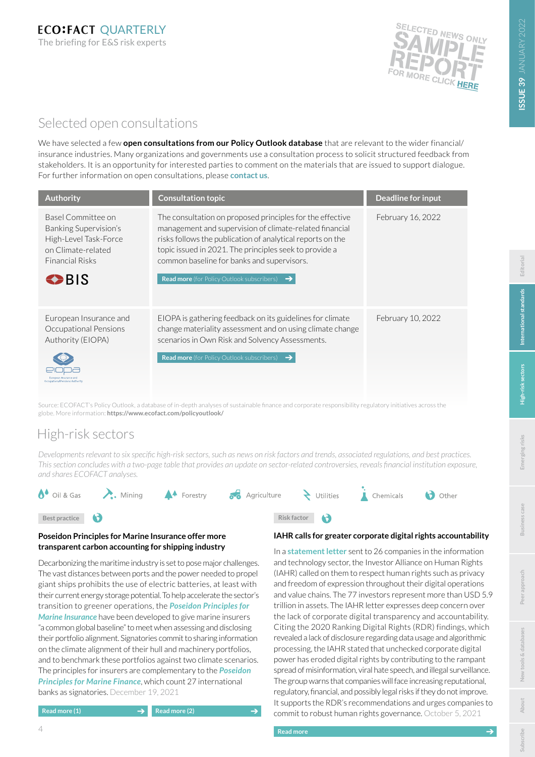ECO:FACT QUARTERLY
The briefing for E&S risk experts

SELECTED NEWS ONLY
SAMPLE REPORT
FOR MORE CLICK HERE

## Selected open consultations

We have selected a few **open consultations from our Policy Outlook database** that are relevant to the wider financial/insurance industries. Many organizations and governments use a consultation process to solicit structured feedback from stakeholders. It is an opportunity for interested parties to comment on the materials that are issued to support dialogue. For further information on open consultations, please **contact us**.

| Authority | Consultation topic | Deadline for input |
|---|---|---|
| Basel Committee on Banking Supervision's High-Level Task-Force on Climate-related Financial Risks (BIS) | The consultation on proposed principles for the effective management and supervision of climate-related financial risks follows the publication of analytical reports on the topic issued in 2021. The principles seek to provide a common baseline for banks and supervisors. **Read more** (for Policy Outlook subscribers) | February 16, 2022 |
| European Insurance and Occupational Pensions Authority (EIOPA) | EIOPA is gathering feedback on its guidelines for climate change materiality assessment and on using climate change scenarios in Own Risk and Solvency Assessments. **Read more** (for Policy Outlook subscribers) | February 10, 2022 |

Source: ECOFACT's Policy Outlook, a database of in-depth analyses of sustainable finance and corporate responsibility regulatory initiatives across the globe. More information: **https://www.ecofact.com/policyoutlook/**

## High-risk sectors

*Developments relevant to six specific high-risk sectors, such as news on risk factors and trends, associated regulations, and best practices. This section concludes with a two-page table that provides an update on sector-related controversies, reveals financial institution exposure, and shares ECOFACT analyses.*

Oil & Gas | Mining | Forestry | Agriculture | Utilities | Chemicals | Other

Best practice

### Poseidon Principles for Marine Insurance offer more transparent carbon accounting for shipping industry

Decarbonizing the maritime industry is set to pose major challenges. The vast distances between ports and the power needed to propel giant ships prohibits the use of electric batteries, at least with their current energy storage potential. To help accelerate the sector's transition to greener operations, the ***Poseidon Principles for Marine Insurance*** have been developed to give marine insurers "a common global baseline" to meet when assessing and disclosing their portfolio alignment. Signatories commit to sharing information on the climate alignment of their hull and machinery portfolios, and to benchmark these portfolios against two climate scenarios. The principles for insurers are complementary to the ***Poseidon Principles for Marine Finance***, which count 27 international banks as signatories. December 19, 2021

Read more (1) | Read more (2)

Risk factor

### IAHR calls for greater corporate digital rights accountability

In a **statement letter** sent to 26 companies in the information and technology sector, the Investor Alliance on Human Rights (IAHR) called on them to respect human rights such as privacy and freedom of expression throughout their digital operations and value chains. The 77 investors represent more than USD 5.9 trillion in assets. The IAHR letter expresses deep concern over the lack of corporate digital transparency and accountability. Citing the 2020 Ranking Digital Rights (RDR) findings, which revealed a lack of disclosure regarding data usage and algorithmic processing, the IAHR stated that unchecked corporate digital power has eroded digital rights by contributing to the rampant spread of misinformation, viral hate speech, and illegal surveillance. The group warns that companies will face increasing reputational, regulatory, financial, and possibly legal risks if they do not improve. It supports the RDR's recommendations and urges companies to commit to robust human rights governance. October 5, 2021

Read more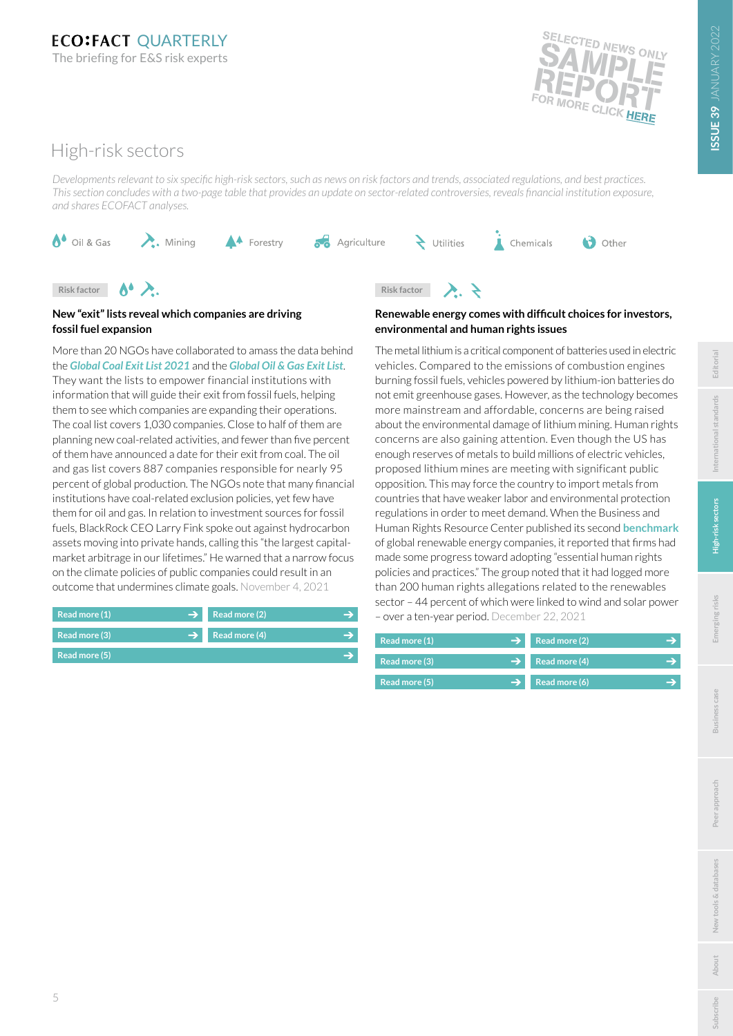# High-risk sectors

*Developments relevant to six specific high-risk sectors, such as news on risk factors and trends, associated regulations, and best practices. This section concludes with a two-page table that provides an update on sector-related controversies, reveals financial institution exposure, and shares ECOFACT analyses.*

Oil & Gas | Mining | Forestry | Agriculture | Utilities | Chemicals | Other

Risk factor

### New "exit" lists reveal which companies are driving fossil fuel expansion

More than 20 NGOs have collaborated to amass the data behind the ***Global Coal Exit List 2021*** and the ***Global Oil & Gas Exit List***. They want the lists to empower financial institutions with information that will guide their exit from fossil fuels, helping them to see which companies are expanding their operations. The coal list covers 1,030 companies. Close to half of them are planning new coal-related activities, and fewer than five percent of them have announced a date for their exit from coal. The oil and gas list covers 887 companies responsible for nearly 95 percent of global production. The NGOs note that many financial institutions have coal-related exclusion policies, yet few have them for oil and gas. In relation to investment sources for fossil fuels, BlackRock CEO Larry Fink spoke out against hydrocarbon assets moving into private hands, calling this "the largest capital-market arbitrage in our lifetimes." He warned that a narrow focus on the climate policies of public companies could result in an outcome that undermines climate goals. November 4, 2021

Read more (1) | Read more (2) | Read more (3) | Read more (4) | Read more (5)

Risk factor

### Renewable energy comes with difficult choices for investors, environmental and human rights issues

The metal lithium is a critical component of batteries used in electric vehicles. Compared to the emissions of combustion engines burning fossil fuels, vehicles powered by lithium-ion batteries do not emit greenhouse gases. However, as the technology becomes more mainstream and affordable, concerns are being raised about the environmental damage of lithium mining. Human rights concerns are also gaining attention. Even though the US has enough reserves of metals to build millions of electric vehicles, proposed lithium mines are meeting with significant public opposition. This may force the country to import metals from countries that have weaker labor and environmental protection regulations in order to meet demand. When the Business and Human Rights Resource Center published its second **benchmark** of global renewable energy companies, it reported that firms had made some progress toward adopting "essential human rights policies and practices." The group noted that it had logged more than 200 human rights allegations related to the renewables sector – 44 percent of which were linked to wind and solar power – over a ten-year period. December 22, 2021

Read more (1) | Read more (2) | Read more (3) | Read more (4) | Read more (5) | Read more (6)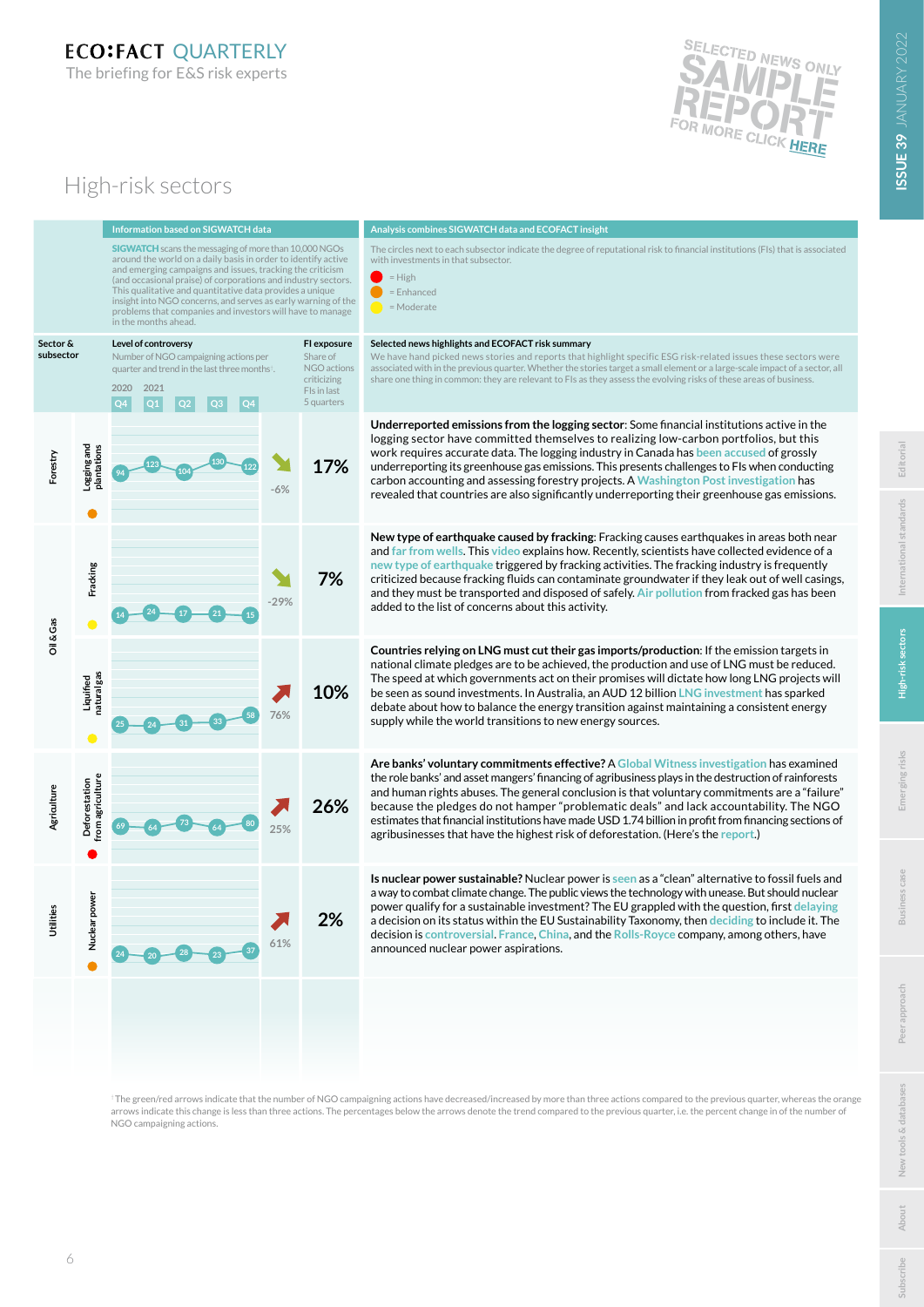# ECO:FACT QUARTERLY

The briefing for E&S risk experts

SELECTED NEWS ONLY
SAMPLE REPORT
FOR MORE CLICK HERE

## High-risk sectors

**Information based on SIGWATCH data**

SIGWATCH scans the messaging of more than 10,000 NGOs around the world on a daily basis in order to identify active and emerging campaigns and issues, tracking the criticism (and occasional praise) of corporations and industry sectors. This qualitative and quantitative data provides a unique insight into NGO concerns, and serves as early warning of the problems that companies and investors will have to manage in the months ahead.

**Analysis combines SIGWATCH data and ECOFACT insight**

The circles next to each subsector indicate the degree of reputational risk to financial institutions (FIs) that is associated with investments in that subsector.

- Red = High
- Orange = Enhanced
- Yellow = Moderate

| Sector & subsector | | Risk | 2020 Q4 | 2021 Q1 | 2021 Q2 | 2021 Q3 | 2021 Q4 | Trend[1] | FI exposure (Share of NGO actions criticizing FIs in last 5 quarters) | Selected news highlights and ECOFACT risk summary |
|---|---|---|---|---|---|---|---|---|---|---|
| Forestry | Logging and plantations | Enhanced | 94 | 123 | 104 | 130 | 122 | ↘ -6% | 17% | **Underreported emissions from the logging sector**: Some financial institutions active in the logging sector have committed themselves to realizing low-carbon portfolios, but this work requires accurate data. The logging industry in Canada has been accused of grossly underreporting its greenhouse gas emissions. This presents challenges to FIs when conducting carbon accounting and assessing forestry projects. A Washington Post investigation has revealed that countries are also significantly underreporting their greenhouse gas emissions. |
| Oil & Gas | Fracking | Moderate | 14 | 24 | 17 | 21 | 15 | ↘ -29% | 7% | **New type of earthquake caused by fracking**: Fracking causes earthquakes in areas both near and far from wells. This video explains how. Recently, scientists have collected evidence of a new type of earthquake triggered by fracking activities. The fracking industry is frequently criticized because fracking fluids can contaminate groundwater if they leak out of well casings, and they must be transported and disposed of safely. Air pollution from fracked gas has been added to the list of concerns about this activity. |
| Oil & Gas | Liquified natural gas | Moderate | 25 | 24 | 31 | 33 | 58 | ↗ 76% | 10% | **Countries relying on LNG must cut their gas imports/production**: If the emission targets in national climate pledges are to be achieved, the production and use of LNG must be reduced. The speed at which governments act on their promises will dictate how long LNG projects will be seen as sound investments. In Australia, an AUD 12 billion LNG investment has sparked debate about how to balance the energy transition against maintaining a consistent energy supply while the world transitions to new energy sources. |
| Agriculture | Deforestation from agriculture | High | 69 | 64 | 73 | 64 | 80 | ↗ 25% | 26% | **Are banks' voluntary commitments effective?** A Global Witness investigation has examined the role banks' and asset mangers' financing of agribusiness plays in the destruction of rainforests and human rights abuses. The general conclusion is that voluntary commitments are a "failure" because the pledges do not hamper "problematic deals" and lack accountability. The NGO estimates that financial institutions have made USD 1.74 billion in profit from financing sections of agribusinesses that have the highest risk of deforestation. (Here's the report.) |
| Utilities | Nuclear power | Enhanced | 24 | 20 | 28 | 23 | 37 | ↗ 61% | 2% | **Is nuclear power sustainable?** Nuclear power is seen as a "clean" alternative to fossil fuels and a way to combat climate change. The public views the technology with unease. But should nuclear power qualify for a sustainable investment? The EU grappled with the question, first delaying a decision on its status within the EU Sustainability Taxonomy, then deciding to include it. The decision is controversial. France, China, and the Rolls-Royce company, among others, have announced nuclear power aspirations. |

Level of controversy: Number of NGO campaigning actions per quarter and trend in the last three months[1].

Selected news highlights and ECOFACT risk summary: We have hand picked news stories and reports that highlight specific ESG risk-related issues these sectors were associated with in the previous quarter. Whether the stories target a small element or a large-scale impact of a sector, all share one thing in common: they are relevant to FIs as they assess the evolving risks of these areas of business.

[1] The green/red arrows indicate that the number of NGO campaigning actions have decreased/increased by more than three actions compared to the previous quarter, whereas the orange arrows indicate this change is less than three actions. The percentages below the arrows denote the trend compared to the previous quarter, i.e. the percent change in of the number of NGO campaigning actions.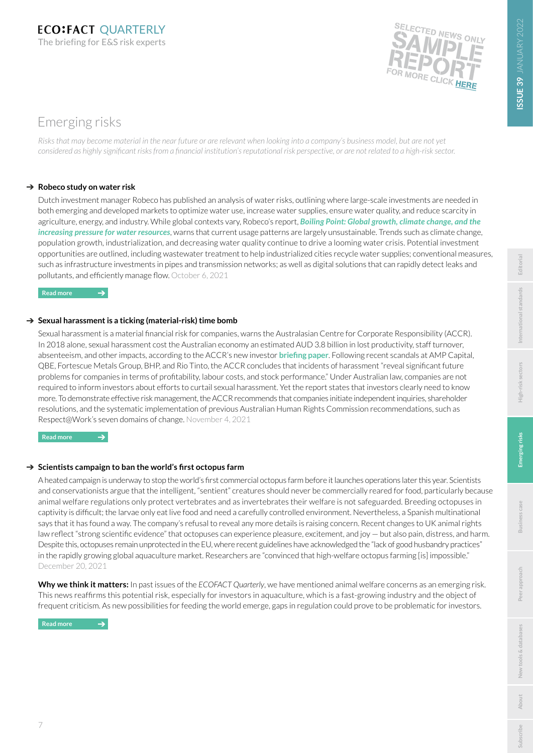# Emerging risks

*Risks that may become material in the near future or are relevant when looking into a company's business model, but are not yet considered as highly significant risks from a financial institution's reputational risk perspective, or are not related to a high-risk sector.*

### ➔ Robeco study on water risk

Dutch investment manager Robeco has published an analysis of water risks, outlining where large-scale investments are needed in both emerging and developed markets to optimize water use, increase water supplies, ensure water quality, and reduce scarcity in agriculture, energy, and industry. While global contexts vary, Robeco's report, ***Boiling Point: Global growth, climate change, and the increasing pressure for water resources***, warns that current usage patterns are largely unsustainable. Trends such as climate change, population growth, industrialization, and decreasing water quality continue to drive a looming water crisis. Potential investment opportunities are outlined, including wastewater treatment to help industrialized cities recycle water supplies; conventional measures, such as infrastructure investments in pipes and transmission networks; as well as digital solutions that can rapidly detect leaks and pollutants, and efficiently manage flow. October 6, 2021

Read more

### ➔ Sexual harassment is a ticking (material-risk) time bomb

Sexual harassment is a material financial risk for companies, warns the Australasian Centre for Corporate Responsibility (ACCR). In 2018 alone, sexual harassment cost the Australian economy an estimated AUD 3.8 billion in lost productivity, staff turnover, absenteeism, and other impacts, according to the ACCR's new investor **briefing paper**. Following recent scandals at AMP Capital, QBE, Fortescue Metals Group, BHP, and Rio Tinto, the ACCR concludes that incidents of harassment "reveal significant future problems for companies in terms of profitability, labour costs, and stock performance." Under Australian law, companies are not required to inform investors about efforts to curtail sexual harassment. Yet the report states that investors clearly need to know more. To demonstrate effective risk management, the ACCR recommends that companies initiate independent inquiries, shareholder resolutions, and the systematic implementation of previous Australian Human Rights Commission recommendations, such as Respect@Work's seven domains of change. November 4, 2021

Read more

### ➔ Scientists campaign to ban the world's first octopus farm

A heated campaign is underway to stop the world's first commercial octopus farm before it launches operations later this year. Scientists and conservationists argue that the intelligent, "sentient" creatures should never be commercially reared for food, particularly because animal welfare regulations only protect vertebrates and as invertebrates their welfare is not safeguarded. Breeding octopuses in captivity is difficult; the larvae only eat live food and need a carefully controlled environment. Nevertheless, a Spanish multinational says that it has found a way. The company's refusal to reveal any more details is raising concern. Recent changes to UK animal rights law reflect "strong scientific evidence" that octopuses can experience pleasure, excitement, and joy — but also pain, distress, and harm. Despite this, octopuses remain unprotected in the EU, where recent guidelines have acknowledged the "lack of good husbandry practices" in the rapidly growing global aquaculture market. Researchers are "convinced that high-welfare octopus farming [is] impossible." December 20, 2021

**Why we think it matters:** In past issues of the *ECOFACT Quarterly*, we have mentioned animal welfare concerns as an emerging risk. This news reaffirms this potential risk, especially for investors in aquaculture, which is a fast-growing industry and the object of frequent criticism. As new possibilities for feeding the world emerge, gaps in regulation could prove to be problematic for investors.

Read more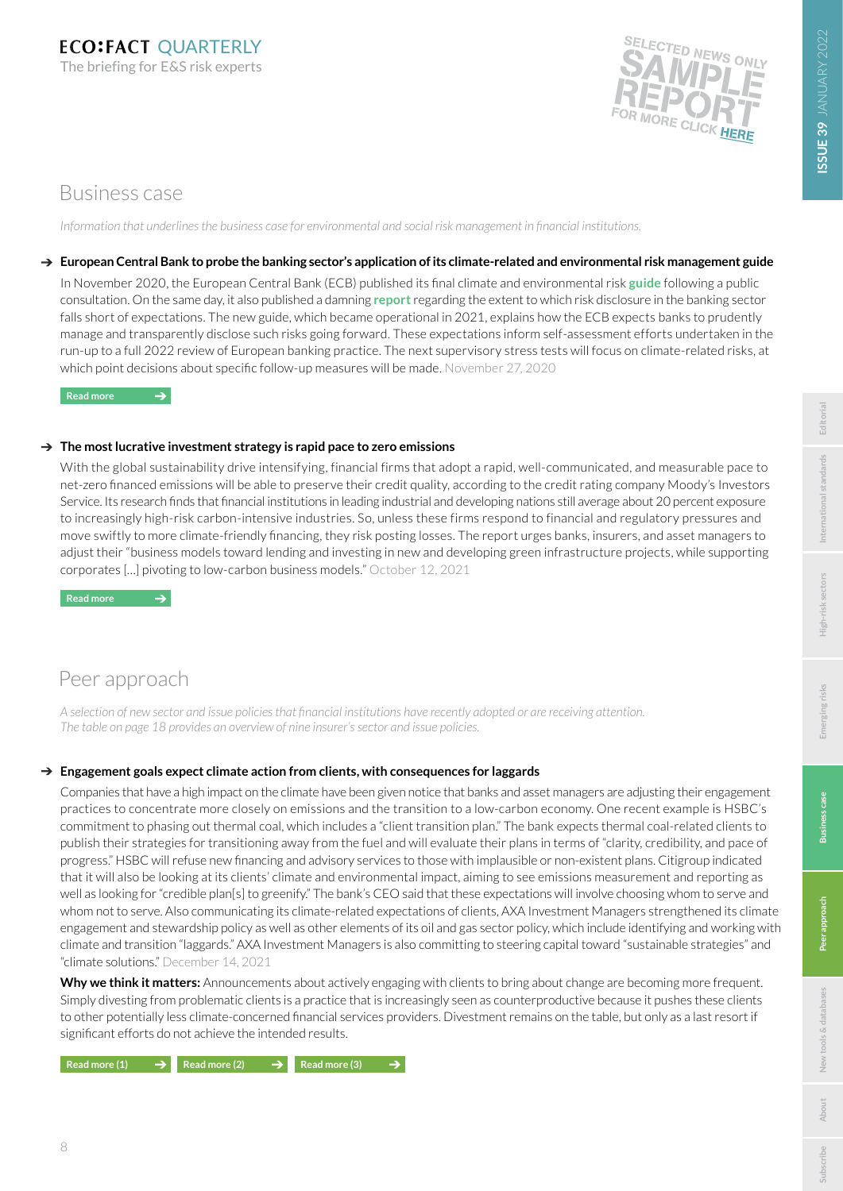# Business case

*Information that underlines the business case for environmental and social risk management in financial institutions.*

### → European Central Bank to probe the banking sector's application of its climate-related and environmental risk management guide

In November 2020, the European Central Bank (ECB) published its final climate and environmental risk **guide** following a public consultation. On the same day, it also published a damning **report** regarding the extent to which risk disclosure in the banking sector falls short of expectations. The new guide, which became operational in 2021, explains how the ECB expects banks to prudently manage and transparently disclose such risks going forward. These expectations inform self-assessment efforts undertaken in the run-up to a full 2022 review of European banking practice. The next supervisory stress tests will focus on climate-related risks, at which point decisions about specific follow-up measures will be made. November 27, 2020

Read more →

### → The most lucrative investment strategy is rapid pace to zero emissions

With the global sustainability drive intensifying, financial firms that adopt a rapid, well-communicated, and measurable pace to net-zero financed emissions will be able to preserve their credit quality, according to the credit rating company Moody's Investors Service. Its research finds that financial institutions in leading industrial and developing nations still average about 20 percent exposure to increasingly high-risk carbon-intensive industries. So, unless these firms respond to financial and regulatory pressures and move swiftly to more climate-friendly financing, they risk posting losses. The report urges banks, insurers, and asset managers to adjust their "business models toward lending and investing in new and developing green infrastructure projects, while supporting corporates [...] pivoting to low-carbon business models." October 12, 2021

Read more →

# Peer approach

*A selection of new sector and issue policies that financial institutions have recently adopted or are receiving attention. The table on page 18 provides an overview of nine insurer's sector and issue policies.*

### → Engagement goals expect climate action from clients, with consequences for laggards

Companies that have a high impact on the climate have been given notice that banks and asset managers are adjusting their engagement practices to concentrate more closely on emissions and the transition to a low-carbon economy. One recent example is HSBC's commitment to phasing out thermal coal, which includes a "client transition plan." The bank expects thermal coal-related clients to publish their strategies for transitioning away from the fuel and will evaluate their plans in terms of "clarity, credibility, and pace of progress." HSBC will refuse new financing and advisory services to those with implausible or non-existent plans. Citigroup indicated that it will also be looking at its clients' climate and environmental impact, aiming to see emissions measurement and reporting as well as looking for "credible plan[s] to greenify." The bank's CEO said that these expectations will involve choosing whom to serve and whom not to serve. Also communicating its climate-related expectations of clients, AXA Investment Managers strengthened its climate engagement and stewardship policy as well as other elements of its oil and gas sector policy, which include identifying and working with climate and transition "laggards." AXA Investment Managers is also committing to steering capital toward "sustainable strategies" and "climate solutions." December 14, 2021

**Why we think it matters:** Announcements about actively engaging with clients to bring about change are becoming more frequent. Simply divesting from problematic clients is a practice that is increasingly seen as counterproductive because it pushes these clients to other potentially less climate-concerned financial services providers. Divestment remains on the table, but only as a last resort if significant efforts do not achieve the intended results.

Read more (1) → Read more (2) → Read more (3) →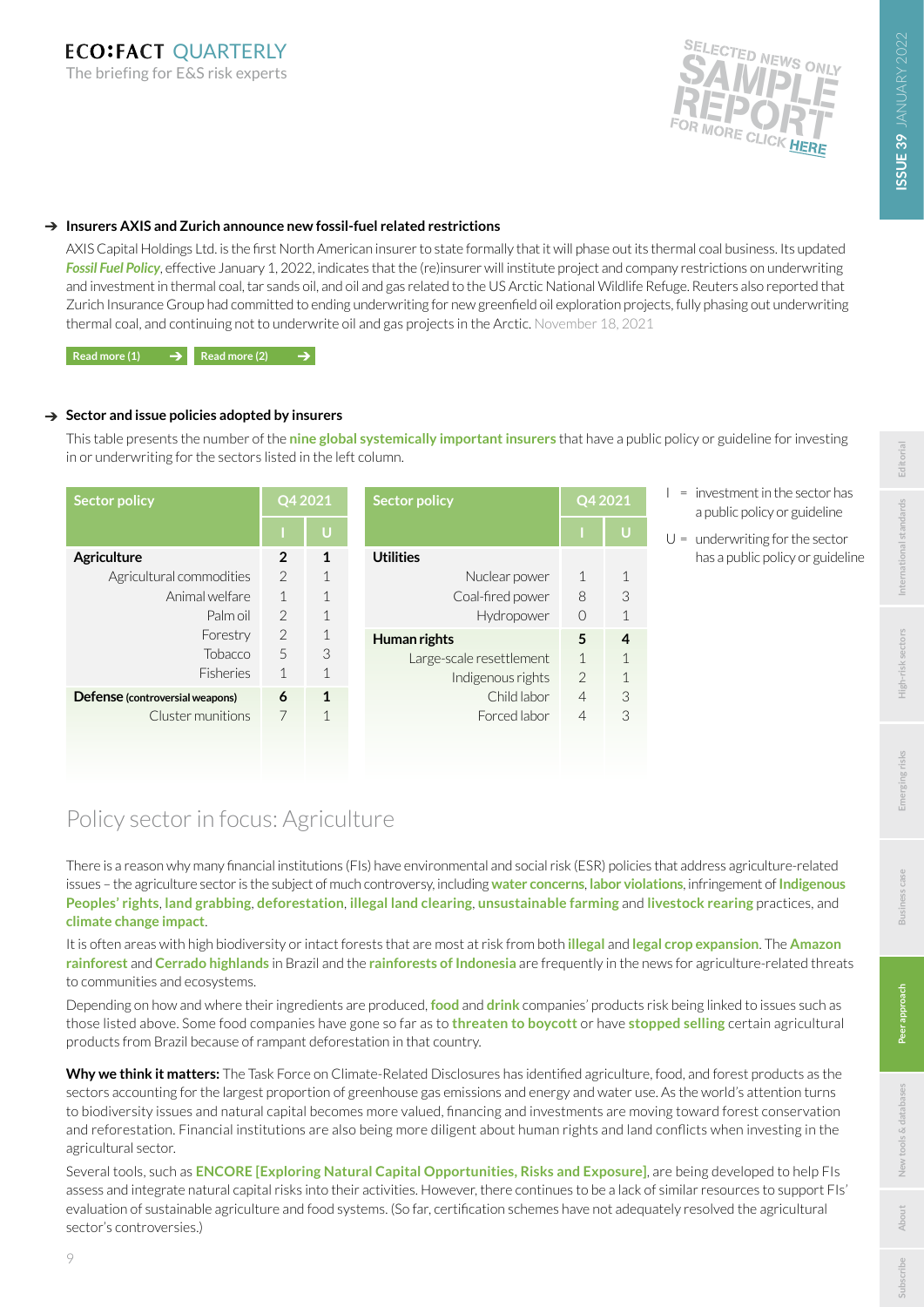ECO:FACT QUARTERLY
The briefing for E&S risk experts

SELECTED NEWS ONLY SAMPLE REPORT FOR MORE CLICK HERE

### ➔ Insurers AXIS and Zurich announce new fossil-fuel related restrictions

AXIS Capital Holdings Ltd. is the first North American insurer to state formally that it will phase out its thermal coal business. Its updated ***Fossil Fuel Policy***, effective January 1, 2022, indicates that the (re)insurer will institute project and company restrictions on underwriting and investment in thermal coal, tar sands oil, and oil and gas related to the US Arctic National Wildlife Refuge. Reuters also reported that Zurich Insurance Group had committed to ending underwriting for new greenfield oil exploration projects, fully phasing out underwriting thermal coal, and continuing not to underwrite oil and gas projects in the Arctic. November 18, 2021

**Read more (1)** ➔ **Read more (2)** ➔

### ➔ Sector and issue policies adopted by insurers

This table presents the number of the **nine global systemically important insurers** that have a public policy or guideline for investing in or underwriting for the sectors listed in the left column.

| Sector policy | Q4 2021 | |
|---|---|---|
| | I | U |
| **Agriculture** | **2** | **1** |
| Agricultural commodities | 2 | 1 |
| Animal welfare | 1 | 1 |
| Palm oil | 2 | 1 |
| Forestry | 2 | 1 |
| Tobacco | 5 | 3 |
| Fisheries | 1 | 1 |
| **Defense** (controversial weapons) | **6** | **1** |
| Cluster munitions | 7 | 1 |

| Sector policy | Q4 2021 | |
|---|---|---|
| | I | U |
| **Utilities** | | |
| Nuclear power | 1 | 1 |
| Coal-fired power | 8 | 3 |
| Hydropower | 0 | 1 |
| **Human rights** | **5** | **4** |
| Large-scale resettlement | 1 | 1 |
| Indigenous rights | 2 | 1 |
| Child labor | 4 | 3 |
| Forced labor | 4 | 3 |

I = investment in the sector has a public policy or guideline

U = underwriting for the sector has a public policy or guideline

## Policy sector in focus: Agriculture

There is a reason why many financial institutions (FIs) have environmental and social risk (ESR) policies that address agriculture-related issues – the agriculture sector is the subject of much controversy, including **water concerns**, **labor violations**, infringement of **Indigenous Peoples' rights**, **land grabbing**, **deforestation**, **illegal land clearing**, **unsustainable farming** and **livestock rearing** practices, and **climate change impact**.

It is often areas with high biodiversity or intact forests that are most at risk from both **illegal** and **legal crop expansion**. The **Amazon rainforest** and **Cerrado highlands** in Brazil and the **rainforests of Indonesia** are frequently in the news for agriculture-related threats to communities and ecosystems.

Depending on how and where their ingredients are produced, **food** and **drink** companies' products risk being linked to issues such as those listed above. Some food companies have gone so far as to **threaten to boycott** or have **stopped selling** certain agricultural products from Brazil because of rampant deforestation in that country.

**Why we think it matters:** The Task Force on Climate-Related Disclosures has identified agriculture, food, and forest products as the sectors accounting for the largest proportion of greenhouse gas emissions and energy and water use. As the world's attention turns to biodiversity issues and natural capital becomes more valued, financing and investments are moving toward forest conservation and reforestation. Financial institutions are also being more diligent about human rights and land conflicts when investing in the agricultural sector.

Several tools, such as **ENCORE [Exploring Natural Capital Opportunities, Risks and Exposure]**, are being developed to help FIs assess and integrate natural capital risks into their activities. However, there continues to be a lack of similar resources to support FIs' evaluation of sustainable agriculture and food systems. (So far, certification schemes have not adequately resolved the agricultural sector's controversies.)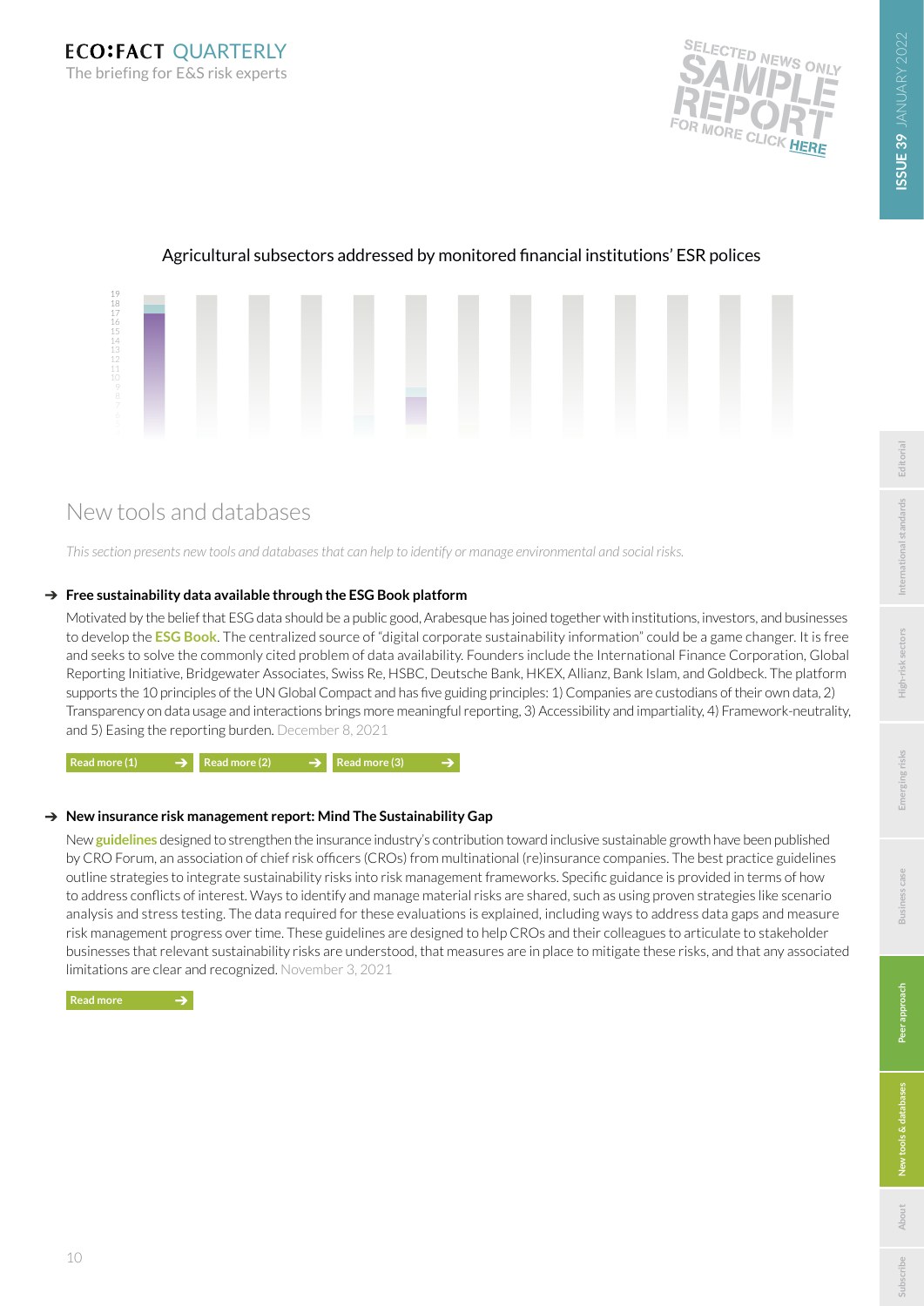SELECTED NEWS ONLY
SAMPLE REPORT
FOR MORE CLICK HERE

Agricultural subsectors addressed by monitored financial institutions' ESR polices

## New tools and databases

*This section presents new tools and databases that can help to identify or manage environmental and social risks.*

### ➔ Free sustainability data available through the ESG Book platform

Motivated by the belief that ESG data should be a public good, Arabesque has joined together with institutions, investors, and businesses to develop the **ESG Book**. The centralized source of "digital corporate sustainability information" could be a game changer. It is free and seeks to solve the commonly cited problem of data availability. Founders include the International Finance Corporation, Global Reporting Initiative, Bridgewater Associates, Swiss Re, HSBC, Deutsche Bank, HKEX, Allianz, Bank Islam, and Goldbeck. The platform supports the 10 principles of the UN Global Compact and has five guiding principles: 1) Companies are custodians of their own data, 2) Transparency on data usage and interactions brings more meaningful reporting, 3) Accessibility and impartiality, 4) Framework-neutrality, and 5) Easing the reporting burden. December 8, 2021

Read more (1) ➔ Read more (2) ➔ Read more (3) ➔

### ➔ New insurance risk management report: Mind The Sustainability Gap

New **guidelines** designed to strengthen the insurance industry's contribution toward inclusive sustainable growth have been published by CRO Forum, an association of chief risk officers (CROs) from multinational (re)insurance companies. The best practice guidelines outline strategies to integrate sustainability risks into risk management frameworks. Specific guidance is provided in terms of how to address conflicts of interest. Ways to identify and manage material risks are shared, such as using proven strategies like scenario analysis and stress testing. The data required for these evaluations is explained, including ways to address data gaps and measure risk management progress over time. These guidelines are designed to help CROs and their colleagues to articulate to stakeholder businesses that relevant sustainability risks are understood, that measures are in place to mitigate these risks, and that any associated limitations are clear and recognized. November 3, 2021

Read more ➔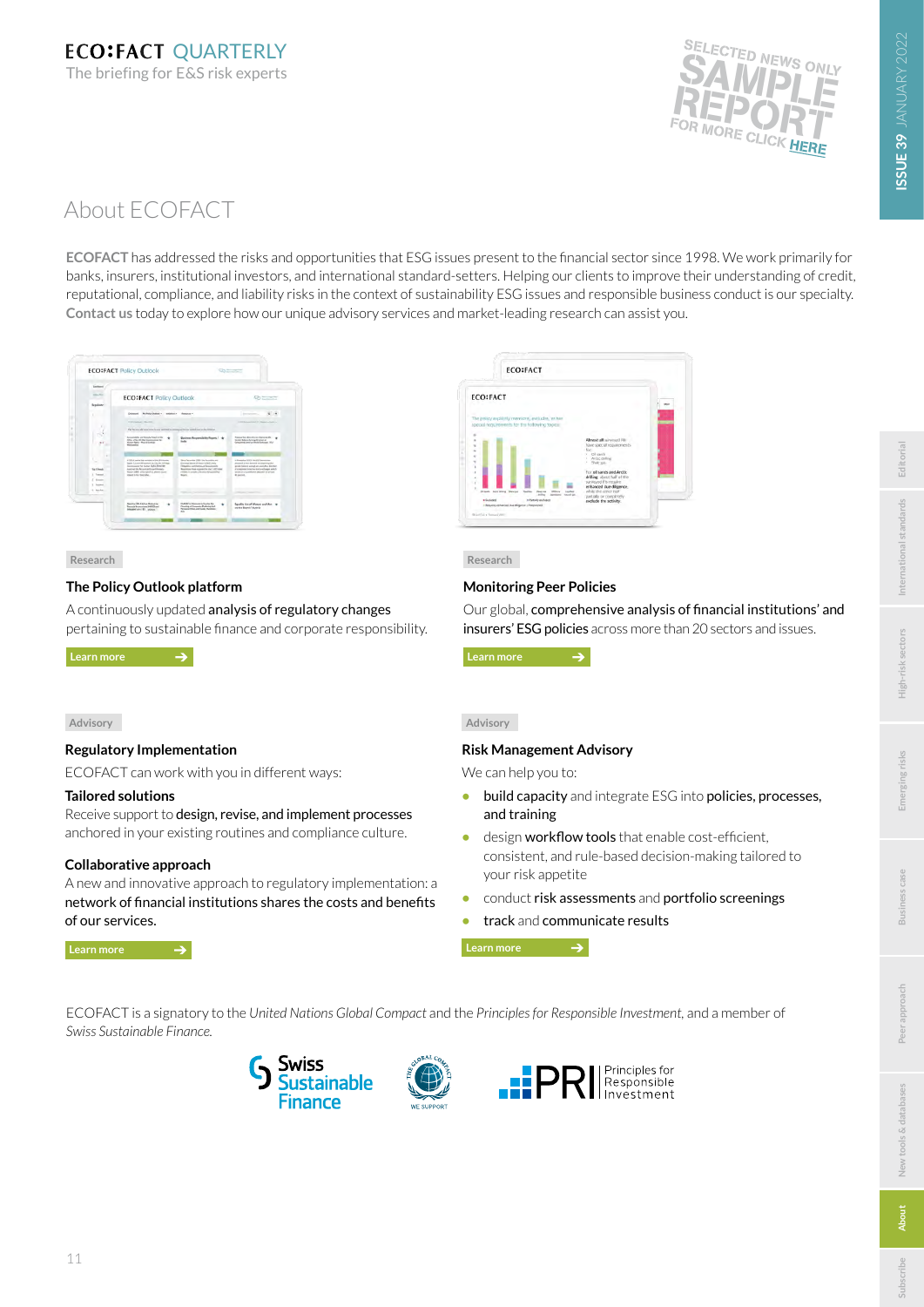# About ECOFACT

**ECOFACT** has addressed the risks and opportunities that ESG issues present to the financial sector since 1998. We work primarily for banks, insurers, institutional investors, and international standard-setters. Helping our clients to improve their understanding of credit, reputational, compliance, and liability risks in the context of sustainability ESG issues and responsible business conduct is our specialty. **Contact us** today to explore how our unique advisory services and market-leading research can assist you.

Research

### The Policy Outlook platform

A continuously updated **analysis of regulatory changes** pertaining to sustainable finance and corporate responsibility.

Learn more →

Research

### Monitoring Peer Policies

Our global, **comprehensive analysis of financial institutions' and insurers' ESG policies** across more than 20 sectors and issues.

Learn more →

Advisory

### Regulatory Implementation

ECOFACT can work with you in different ways:

**Tailored solutions**

Receive support to **design, revise, and implement processes** anchored in your existing routines and compliance culture.

**Collaborative approach**

A new and innovative approach to regulatory implementation: a **network of financial institutions shares the costs and benefits of our services.**

Learn more →

Advisory

### Risk Management Advisory

We can help you to:

- **build capacity** and integrate ESG into **policies, processes, and training**
- design **workflow tools** that enable cost-efficient, consistent, and rule-based decision-making tailored to your risk appetite
- conduct **risk assessments** and **portfolio screenings**
- **track** and communicate results

Learn more →

ECOFACT is a signatory to the *United Nations Global Compact* and the *Principles for Responsible Investment*, and a member of *Swiss Sustainable Finance*.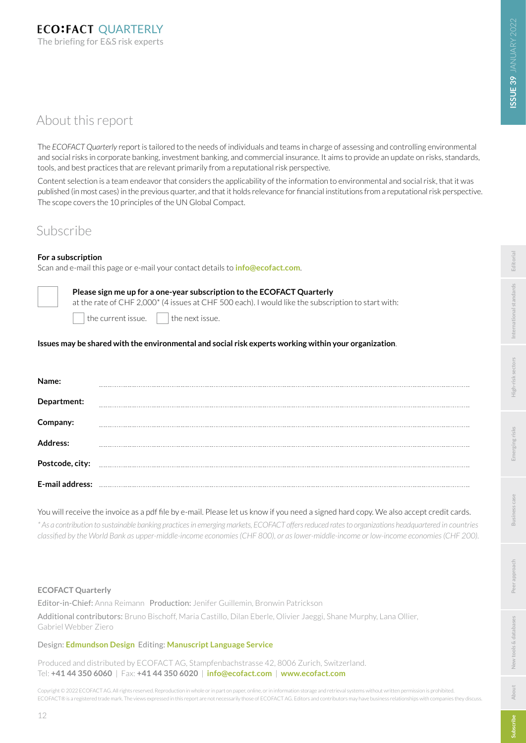# About this report

The *ECOFACT Quarterly* report is tailored to the needs of individuals and teams in charge of assessing and controlling environmental and social risks in corporate banking, investment banking, and commercial insurance. It aims to provide an update on risks, standards, tools, and best practices that are relevant primarily from a reputational risk perspective.

Content selection is a team endeavor that considers the applicability of the information to environmental and social risk, that it was published (in most cases) in the previous quarter, and that it holds relevance for financial institutions from a reputational risk perspective. The scope covers the 10 principles of the UN Global Compact.

# Subscribe

**For a subscription**
Scan and e-mail this page or e-mail your contact details to **info@ecofact.com**.

☐ **Please sign me up for a one-year subscription to the ECOFACT Quarterly**
at the rate of CHF 2,000* (4 issues at CHF 500 each). I would like the subscription to start with:

☐ the current issue. ☐ the next issue.

**Issues may be shared with the environmental and social risk experts working within your organization**.

**Name:** ..........

**Department:** ..........

**Company:** ..........

**Address:** ..........

**Postcode, city:** ..........

**E-mail address:** ..........

You will receive the invoice as a pdf file by e-mail. Please let us know if you need a signed hard copy. We also accept credit cards.

*\* As a contribution to sustainable banking practices in emerging markets, ECOFACT offers reduced rates to organizations headquartered in countries classified by the World Bank as upper-middle-income economies (CHF 800), or as lower-middle-income or low-income economies (CHF 200).*

**ECOFACT Quarterly**

Editor-in-Chief: Anna Reimann Production: Jenifer Guillemin, Bronwin Patrickson

Additional contributors: Bruno Bischoff, Maria Castillo, Dilan Eberle, Olivier Jaeggi, Shane Murphy, Lana Ollier, Gabriel Webber Ziero

Design: **Edmundson Design** Editing: **Manuscript Language Service**

Produced and distributed by ECOFACT AG, Stampfenbachstrasse 42, 8006 Zurich, Switzerland.
Tel: **+41 44 350 6060** | Fax: **+41 44 350 6020** | **info@ecofact.com** | **www.ecofact.com**

Copyright © 2022 ECOFACT AG. All rights reserved. Reproduction in whole or in part on paper, online, or in information storage and retrieval systems without written permission is prohibited. ECOFACT® is a registered trade mark. The views expressed in this report are not necessarily those of ECOFACT AG. Editors and contributors may have business relationships with companies they discuss.